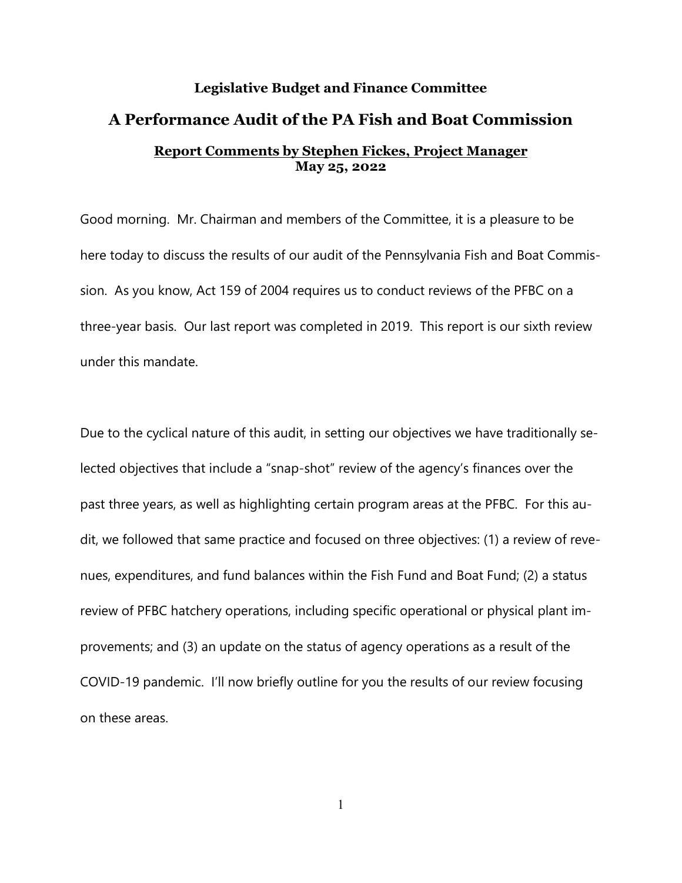**Legislative Budget and Finance Committee**

# A Performance Audit of the PA Fish and Boat Commission

**<u>Report Comments by Stephen Fickes, Project Manager</u>**
**May 25, 2022**

Good morning. Mr. Chairman and members of the Committee, it is a pleasure to be here today to discuss the results of our audit of the Pennsylvania Fish and Boat Commission. As you know, Act 159 of 2004 requires us to conduct reviews of the PFBC on a three-year basis. Our last report was completed in 2019. This report is our sixth review under this mandate.

Due to the cyclical nature of this audit, in setting our objectives we have traditionally selected objectives that include a "snap-shot" review of the agency's finances over the past three years, as well as highlighting certain program areas at the PFBC. For this audit, we followed that same practice and focused on three objectives: (1) a review of revenues, expenditures, and fund balances within the Fish Fund and Boat Fund; (2) a status review of PFBC hatchery operations, including specific operational or physical plant improvements; and (3) an update on the status of agency operations as a result of the COVID-19 pandemic. I'll now briefly outline for you the results of our review focusing on these areas.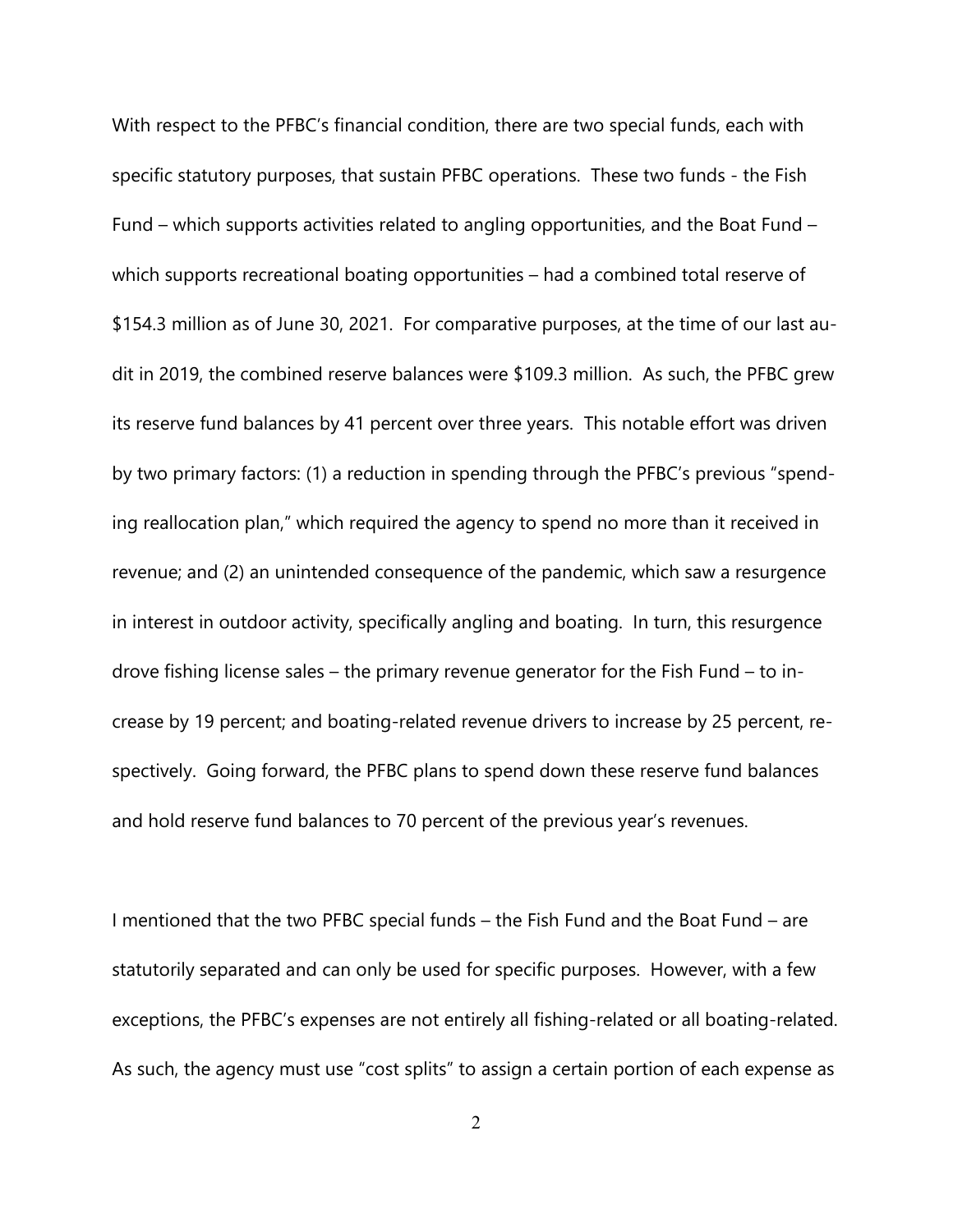With respect to the PFBC's financial condition, there are two special funds, each with specific statutory purposes, that sustain PFBC operations. These two funds - the Fish Fund – which supports activities related to angling opportunities, and the Boat Fund – which supports recreational boating opportunities – had a combined total reserve of $154.3 million as of June 30, 2021. For comparative purposes, at the time of our last audit in 2019, the combined reserve balances were $109.3 million. As such, the PFBC grew its reserve fund balances by 41 percent over three years. This notable effort was driven by two primary factors: (1) a reduction in spending through the PFBC's previous "spending reallocation plan," which required the agency to spend no more than it received in revenue; and (2) an unintended consequence of the pandemic, which saw a resurgence in interest in outdoor activity, specifically angling and boating. In turn, this resurgence drove fishing license sales – the primary revenue generator for the Fish Fund – to increase by 19 percent; and boating-related revenue drivers to increase by 25 percent, respectively. Going forward, the PFBC plans to spend down these reserve fund balances and hold reserve fund balances to 70 percent of the previous year's revenues.

I mentioned that the two PFBC special funds – the Fish Fund and the Boat Fund – are statutorily separated and can only be used for specific purposes. However, with a few exceptions, the PFBC's expenses are not entirely all fishing-related or all boating-related. As such, the agency must use "cost splits" to assign a certain portion of each expense as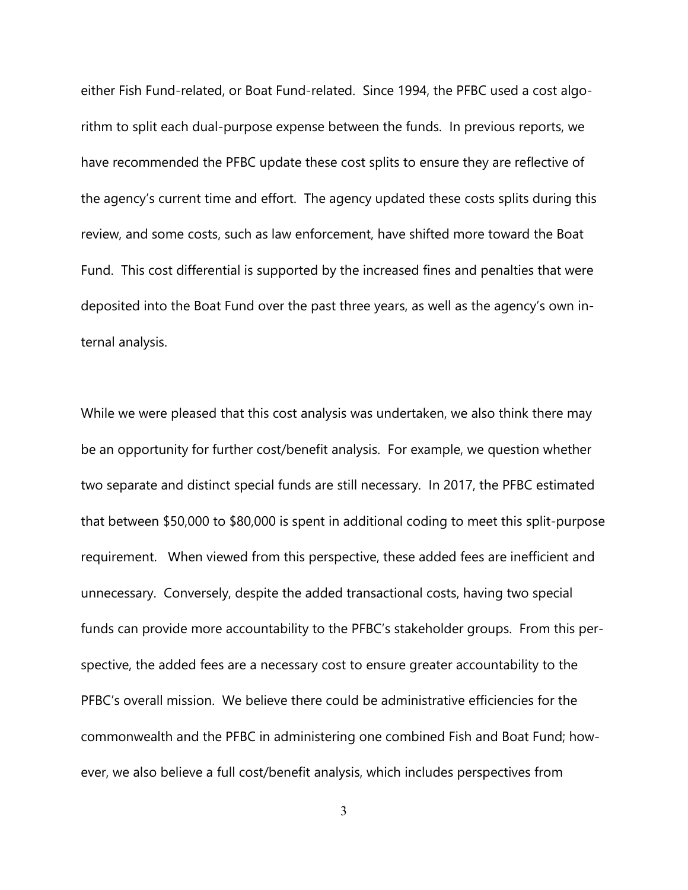either Fish Fund-related, or Boat Fund-related. Since 1994, the PFBC used a cost algorithm to split each dual-purpose expense between the funds. In previous reports, we have recommended the PFBC update these cost splits to ensure they are reflective of the agency's current time and effort. The agency updated these costs splits during this review, and some costs, such as law enforcement, have shifted more toward the Boat Fund. This cost differential is supported by the increased fines and penalties that were deposited into the Boat Fund over the past three years, as well as the agency's own internal analysis.

While we were pleased that this cost analysis was undertaken, we also think there may be an opportunity for further cost/benefit analysis. For example, we question whether two separate and distinct special funds are still necessary. In 2017, the PFBC estimated that between $50,000 to $80,000 is spent in additional coding to meet this split-purpose requirement. When viewed from this perspective, these added fees are inefficient and unnecessary. Conversely, despite the added transactional costs, having two special funds can provide more accountability to the PFBC's stakeholder groups. From this perspective, the added fees are a necessary cost to ensure greater accountability to the PFBC's overall mission. We believe there could be administrative efficiencies for the commonwealth and the PFBC in administering one combined Fish and Boat Fund; however, we also believe a full cost/benefit analysis, which includes perspectives from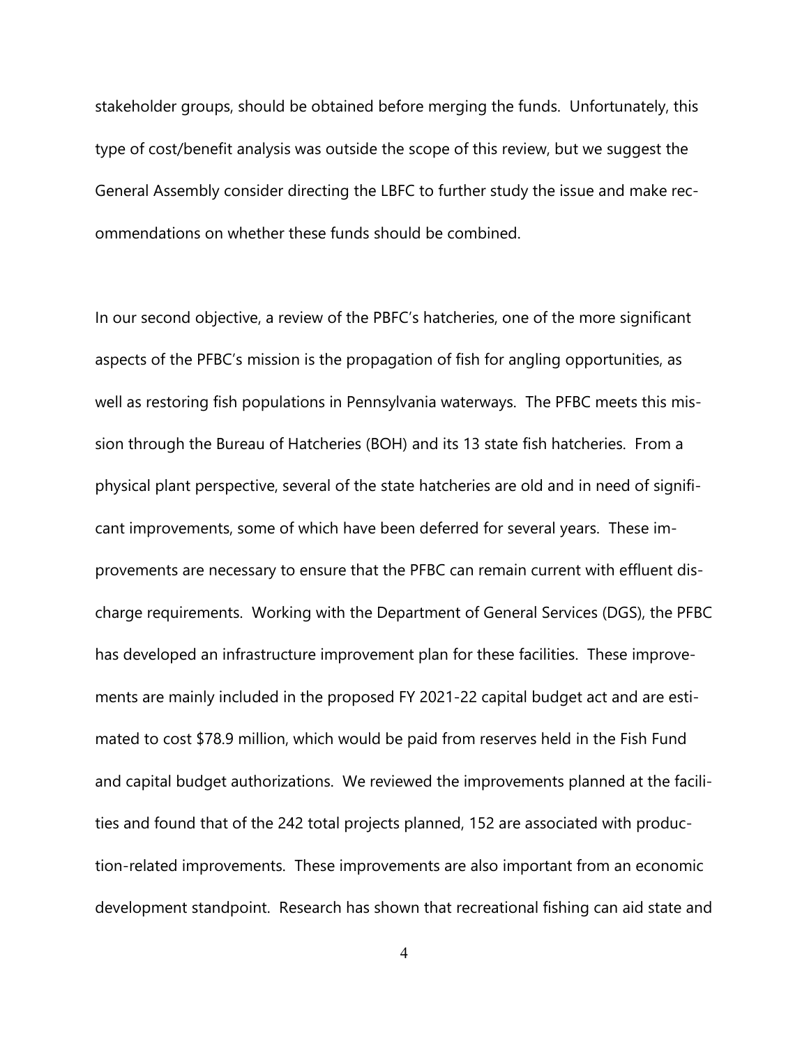stakeholder groups, should be obtained before merging the funds. Unfortunately, this type of cost/benefit analysis was outside the scope of this review, but we suggest the General Assembly consider directing the LBFC to further study the issue and make recommendations on whether these funds should be combined.

In our second objective, a review of the PBFC's hatcheries, one of the more significant aspects of the PFBC's mission is the propagation of fish for angling opportunities, as well as restoring fish populations in Pennsylvania waterways. The PFBC meets this mission through the Bureau of Hatcheries (BOH) and its 13 state fish hatcheries. From a physical plant perspective, several of the state hatcheries are old and in need of significant improvements, some of which have been deferred for several years. These improvements are necessary to ensure that the PFBC can remain current with effluent discharge requirements. Working with the Department of General Services (DGS), the PFBC has developed an infrastructure improvement plan for these facilities. These improvements are mainly included in the proposed FY 2021-22 capital budget act and are estimated to cost $78.9 million, which would be paid from reserves held in the Fish Fund and capital budget authorizations. We reviewed the improvements planned at the facilities and found that of the 242 total projects planned, 152 are associated with production-related improvements. These improvements are also important from an economic development standpoint. Research has shown that recreational fishing can aid state and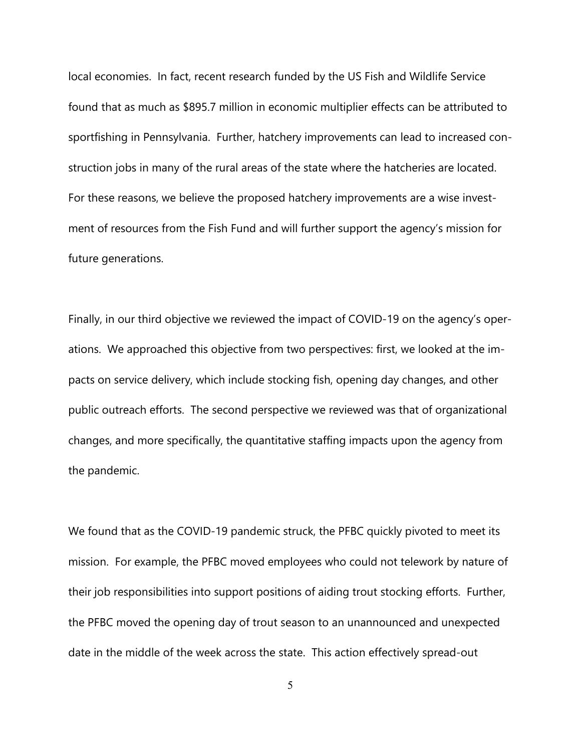local economies. In fact, recent research funded by the US Fish and Wildlife Service found that as much as $895.7 million in economic multiplier effects can be attributed to sportfishing in Pennsylvania. Further, hatchery improvements can lead to increased construction jobs in many of the rural areas of the state where the hatcheries are located. For these reasons, we believe the proposed hatchery improvements are a wise investment of resources from the Fish Fund and will further support the agency's mission for future generations.

Finally, in our third objective we reviewed the impact of COVID-19 on the agency's operations. We approached this objective from two perspectives: first, we looked at the impacts on service delivery, which include stocking fish, opening day changes, and other public outreach efforts. The second perspective we reviewed was that of organizational changes, and more specifically, the quantitative staffing impacts upon the agency from the pandemic.

We found that as the COVID-19 pandemic struck, the PFBC quickly pivoted to meet its mission. For example, the PFBC moved employees who could not telework by nature of their job responsibilities into support positions of aiding trout stocking efforts. Further, the PFBC moved the opening day of trout season to an unannounced and unexpected date in the middle of the week across the state. This action effectively spread-out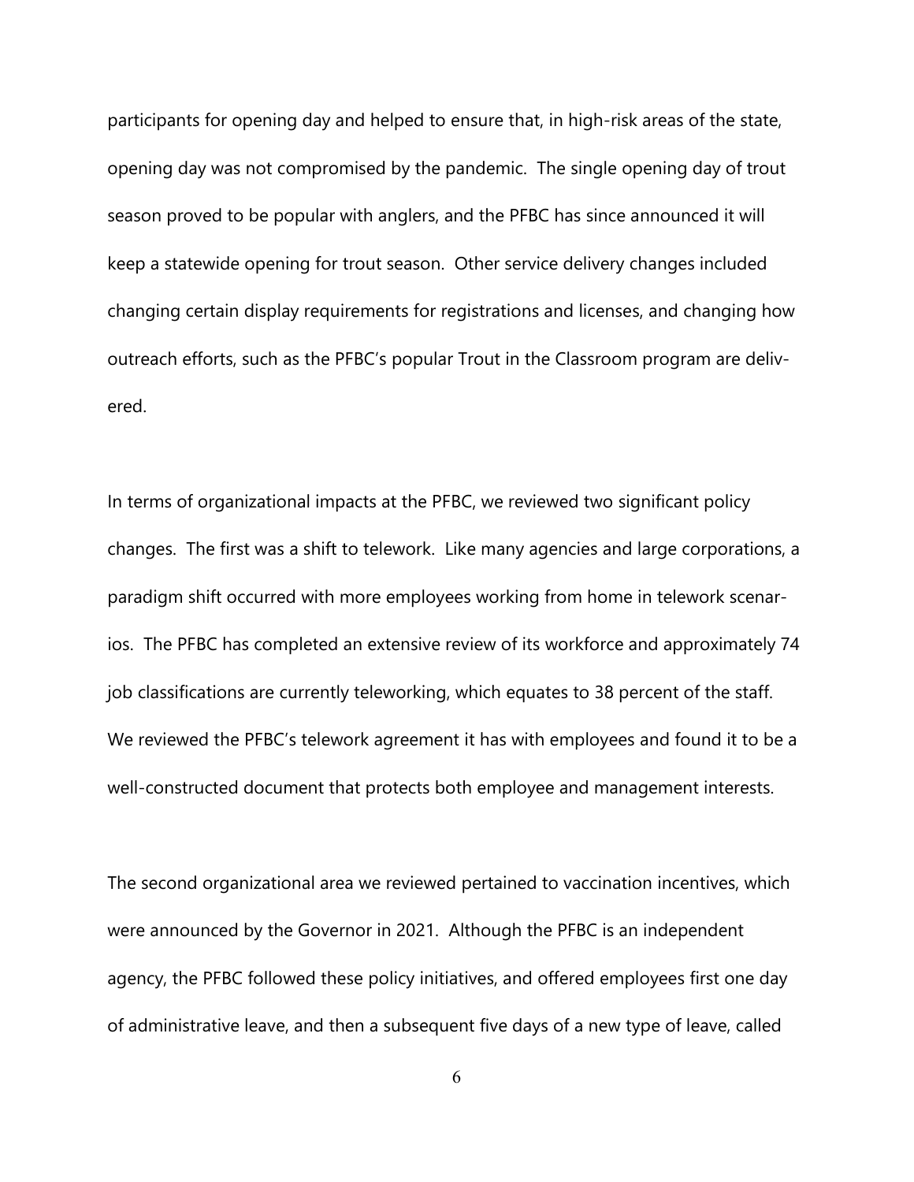participants for opening day and helped to ensure that, in high-risk areas of the state, opening day was not compromised by the pandemic. The single opening day of trout season proved to be popular with anglers, and the PFBC has since announced it will keep a statewide opening for trout season. Other service delivery changes included changing certain display requirements for registrations and licenses, and changing how outreach efforts, such as the PFBC's popular Trout in the Classroom program are delivered.

In terms of organizational impacts at the PFBC, we reviewed two significant policy changes. The first was a shift to telework. Like many agencies and large corporations, a paradigm shift occurred with more employees working from home in telework scenarios. The PFBC has completed an extensive review of its workforce and approximately 74 job classifications are currently teleworking, which equates to 38 percent of the staff. We reviewed the PFBC's telework agreement it has with employees and found it to be a well-constructed document that protects both employee and management interests.

The second organizational area we reviewed pertained to vaccination incentives, which were announced by the Governor in 2021. Although the PFBC is an independent agency, the PFBC followed these policy initiatives, and offered employees first one day of administrative leave, and then a subsequent five days of a new type of leave, called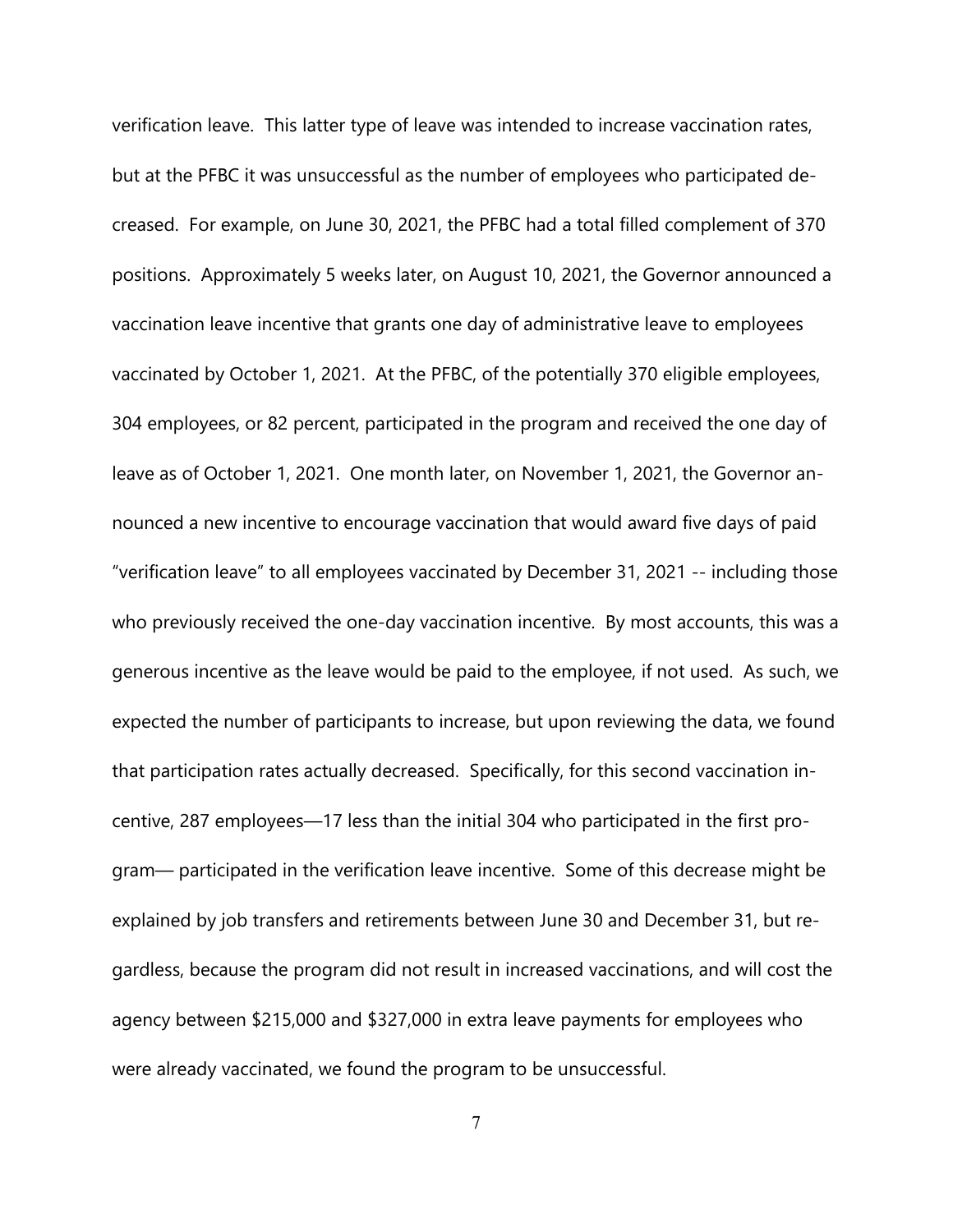verification leave. This latter type of leave was intended to increase vaccination rates, but at the PFBC it was unsuccessful as the number of employees who participated decreased. For example, on June 30, 2021, the PFBC had a total filled complement of 370 positions. Approximately 5 weeks later, on August 10, 2021, the Governor announced a vaccination leave incentive that grants one day of administrative leave to employees vaccinated by October 1, 2021. At the PFBC, of the potentially 370 eligible employees, 304 employees, or 82 percent, participated in the program and received the one day of leave as of October 1, 2021. One month later, on November 1, 2021, the Governor announced a new incentive to encourage vaccination that would award five days of paid "verification leave" to all employees vaccinated by December 31, 2021 -- including those who previously received the one-day vaccination incentive. By most accounts, this was a generous incentive as the leave would be paid to the employee, if not used. As such, we expected the number of participants to increase, but upon reviewing the data, we found that participation rates actually decreased. Specifically, for this second vaccination incentive, 287 employees—17 less than the initial 304 who participated in the first program— participated in the verification leave incentive. Some of this decrease might be explained by job transfers and retirements between June 30 and December 31, but regardless, because the program did not result in increased vaccinations, and will cost the agency between $215,000 and $327,000 in extra leave payments for employees who were already vaccinated, we found the program to be unsuccessful.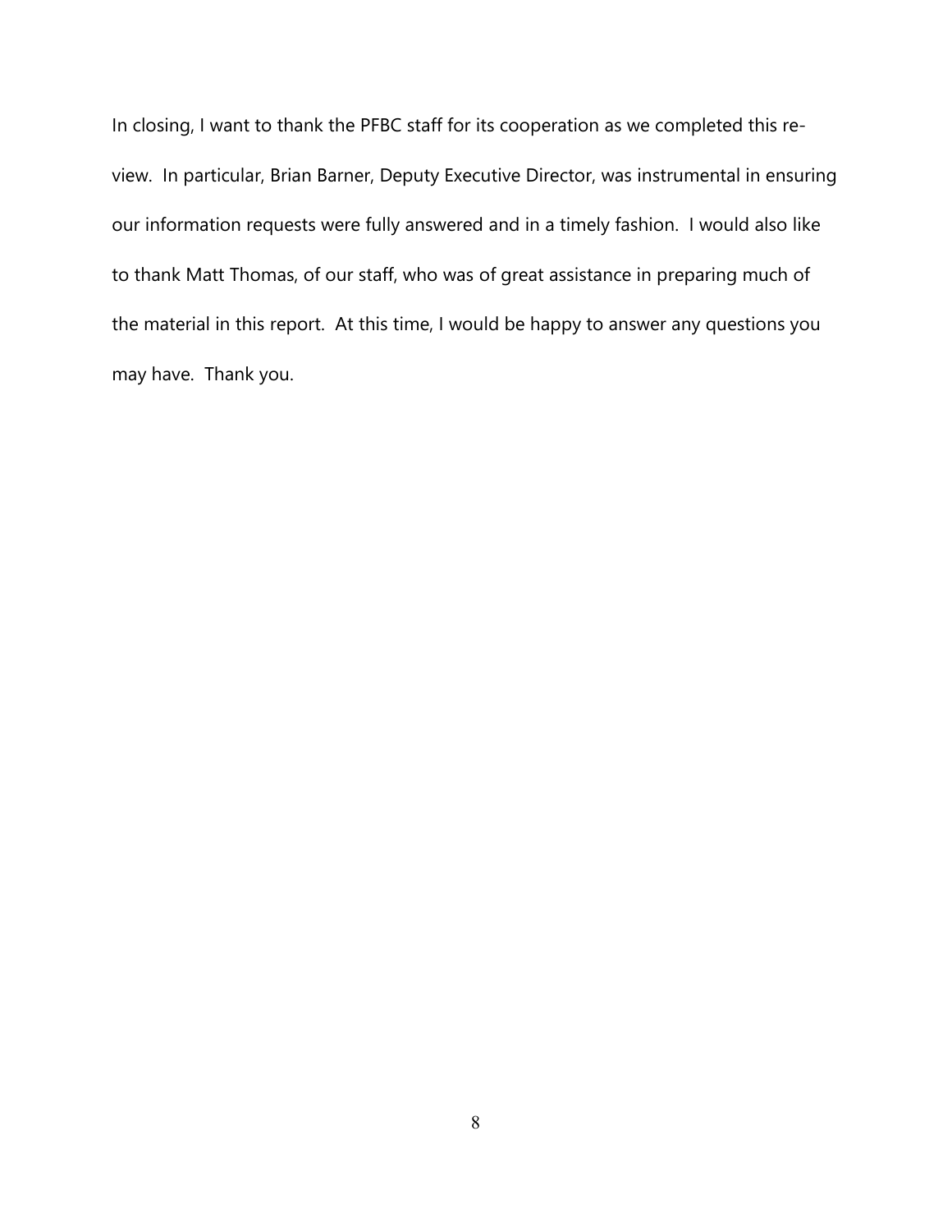In closing, I want to thank the PFBC staff for its cooperation as we completed this review. In particular, Brian Barner, Deputy Executive Director, was instrumental in ensuring our information requests were fully answered and in a timely fashion. I would also like to thank Matt Thomas, of our staff, who was of great assistance in preparing much of the material in this report. At this time, I would be happy to answer any questions you may have. Thank you.